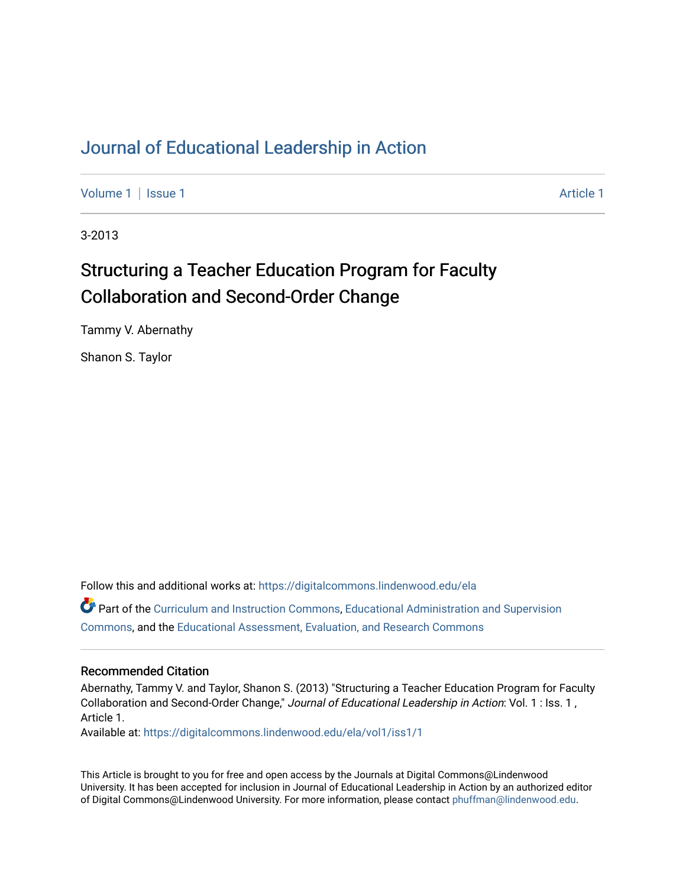# Journal of Educational Leadership in Action

Volume 1 | Issue 1 Article 1

3-2013

## Structuring a Teacher Education Program for Faculty Collaboration and Second-Order Change

Tammy V. Abernathy

Shanon S. Taylor

Follow this and additional works at: https://digitalcommons.lindenwood.edu/ela

Part of the Curriculum and Instruction Commons, Educational Administration and Supervision Commons, and the Educational Assessment, Evaluation, and Research Commons

### Recommended Citation

Abernathy, Tammy V. and Taylor, Shanon S. (2013) "Structuring a Teacher Education Program for Faculty Collaboration and Second-Order Change," *Journal of Educational Leadership in Action*: Vol. 1 : Iss. 1 , Article 1.

Available at: https://digitalcommons.lindenwood.edu/ela/vol1/iss1/1

This Article is brought to you for free and open access by the Journals at Digital Commons@Lindenwood University. It has been accepted for inclusion in Journal of Educational Leadership in Action by an authorized editor of Digital Commons@Lindenwood University. For more information, please contact phuffman@lindenwood.edu.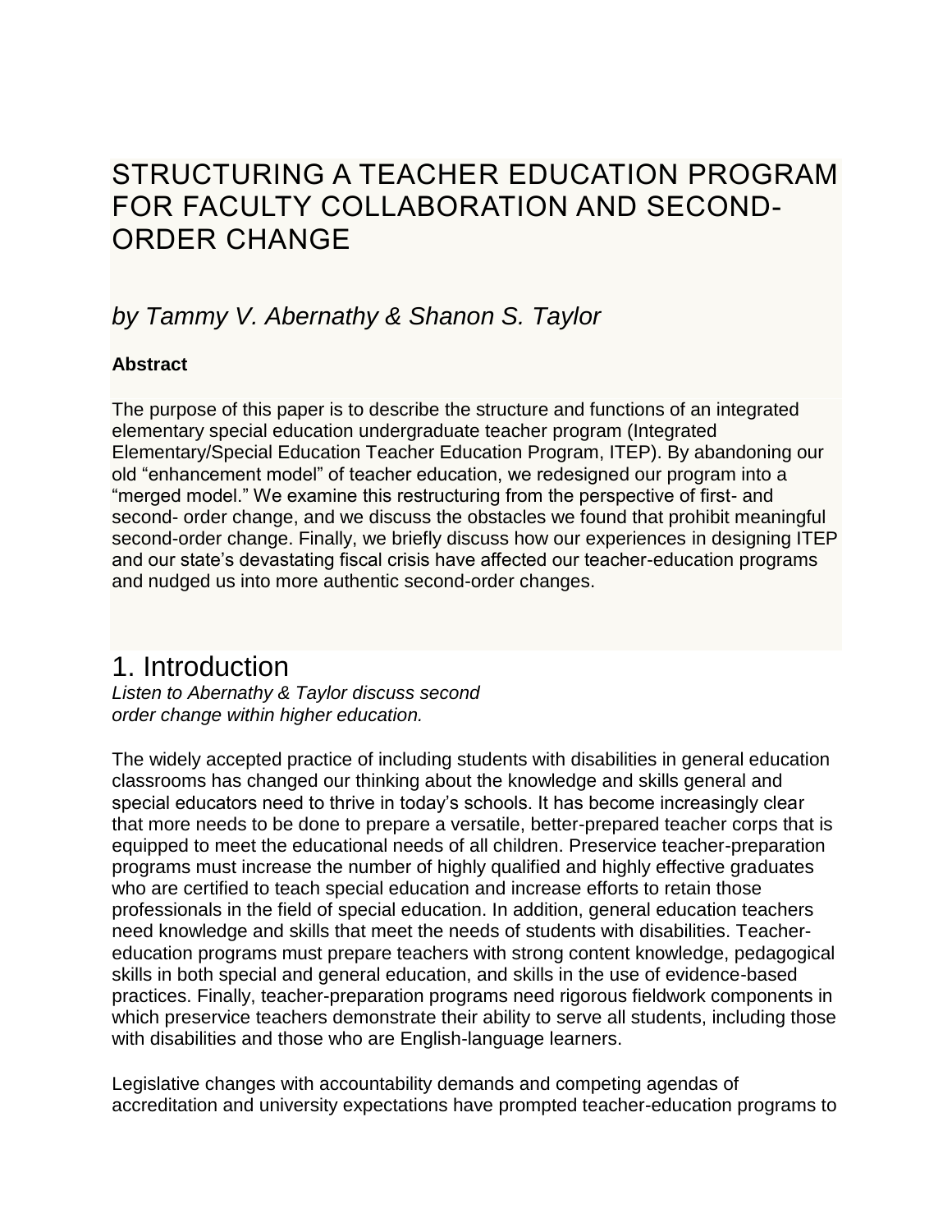# STRUCTURING A TEACHER EDUCATION PROGRAM FOR FACULTY COLLABORATION AND SECOND-ORDER CHANGE

## *by Tammy V. Abernathy & Shanon S. Taylor*

**Abstract**

The purpose of this paper is to describe the structure and functions of an integrated elementary special education undergraduate teacher program (Integrated Elementary/Special Education Teacher Education Program, ITEP). By abandoning our old "enhancement model" of teacher education, we redesigned our program into a "merged model." We examine this restructuring from the perspective of first- and second- order change, and we discuss the obstacles we found that prohibit meaningful second-order change. Finally, we briefly discuss how our experiences in designing ITEP and our state's devastating fiscal crisis have affected our teacher-education programs and nudged us into more authentic second-order changes.

# 1. Introduction

*Listen to Abernathy & Taylor discuss second order change within higher education.*

The widely accepted practice of including students with disabilities in general education classrooms has changed our thinking about the knowledge and skills general and special educators need to thrive in today's schools. It has become increasingly clear that more needs to be done to prepare a versatile, better-prepared teacher corps that is equipped to meet the educational needs of all children. Preservice teacher-preparation programs must increase the number of highly qualified and highly effective graduates who are certified to teach special education and increase efforts to retain those professionals in the field of special education. In addition, general education teachers need knowledge and skills that meet the needs of students with disabilities. Teacher-education programs must prepare teachers with strong content knowledge, pedagogical skills in both special and general education, and skills in the use of evidence-based practices. Finally, teacher-preparation programs need rigorous fieldwork components in which preservice teachers demonstrate their ability to serve all students, including those with disabilities and those who are English-language learners.

Legislative changes with accountability demands and competing agendas of accreditation and university expectations have prompted teacher-education programs to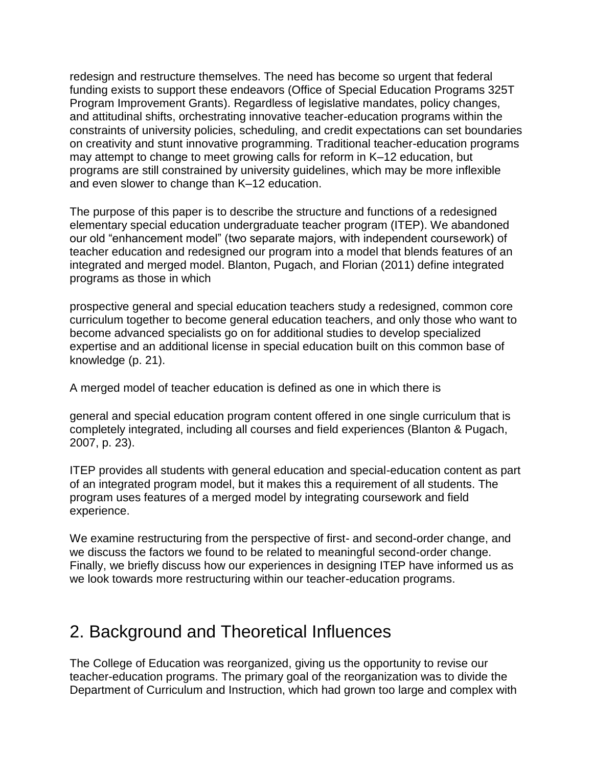redesign and restructure themselves. The need has become so urgent that federal funding exists to support these endeavors (Office of Special Education Programs 325T Program Improvement Grants). Regardless of legislative mandates, policy changes, and attitudinal shifts, orchestrating innovative teacher-education programs within the constraints of university policies, scheduling, and credit expectations can set boundaries on creativity and stunt innovative programming. Traditional teacher-education programs may attempt to change to meet growing calls for reform in K–12 education, but programs are still constrained by university guidelines, which may be more inflexible and even slower to change than K–12 education.

The purpose of this paper is to describe the structure and functions of a redesigned elementary special education undergraduate teacher program (ITEP). We abandoned our old "enhancement model" (two separate majors, with independent coursework) of teacher education and redesigned our program into a model that blends features of an integrated and merged model. Blanton, Pugach, and Florian (2011) define integrated programs as those in which

prospective general and special education teachers study a redesigned, common core curriculum together to become general education teachers, and only those who want to become advanced specialists go on for additional studies to develop specialized expertise and an additional license in special education built on this common base of knowledge (p. 21).

A merged model of teacher education is defined as one in which there is

general and special education program content offered in one single curriculum that is completely integrated, including all courses and field experiences (Blanton & Pugach, 2007, p. 23).

ITEP provides all students with general education and special-education content as part of an integrated program model, but it makes this a requirement of all students. The program uses features of a merged model by integrating coursework and field experience.

We examine restructuring from the perspective of first- and second-order change, and we discuss the factors we found to be related to meaningful second-order change. Finally, we briefly discuss how our experiences in designing ITEP have informed us as we look towards more restructuring within our teacher-education programs.

## 2. Background and Theoretical Influences

The College of Education was reorganized, giving us the opportunity to revise our teacher-education programs. The primary goal of the reorganization was to divide the Department of Curriculum and Instruction, which had grown too large and complex with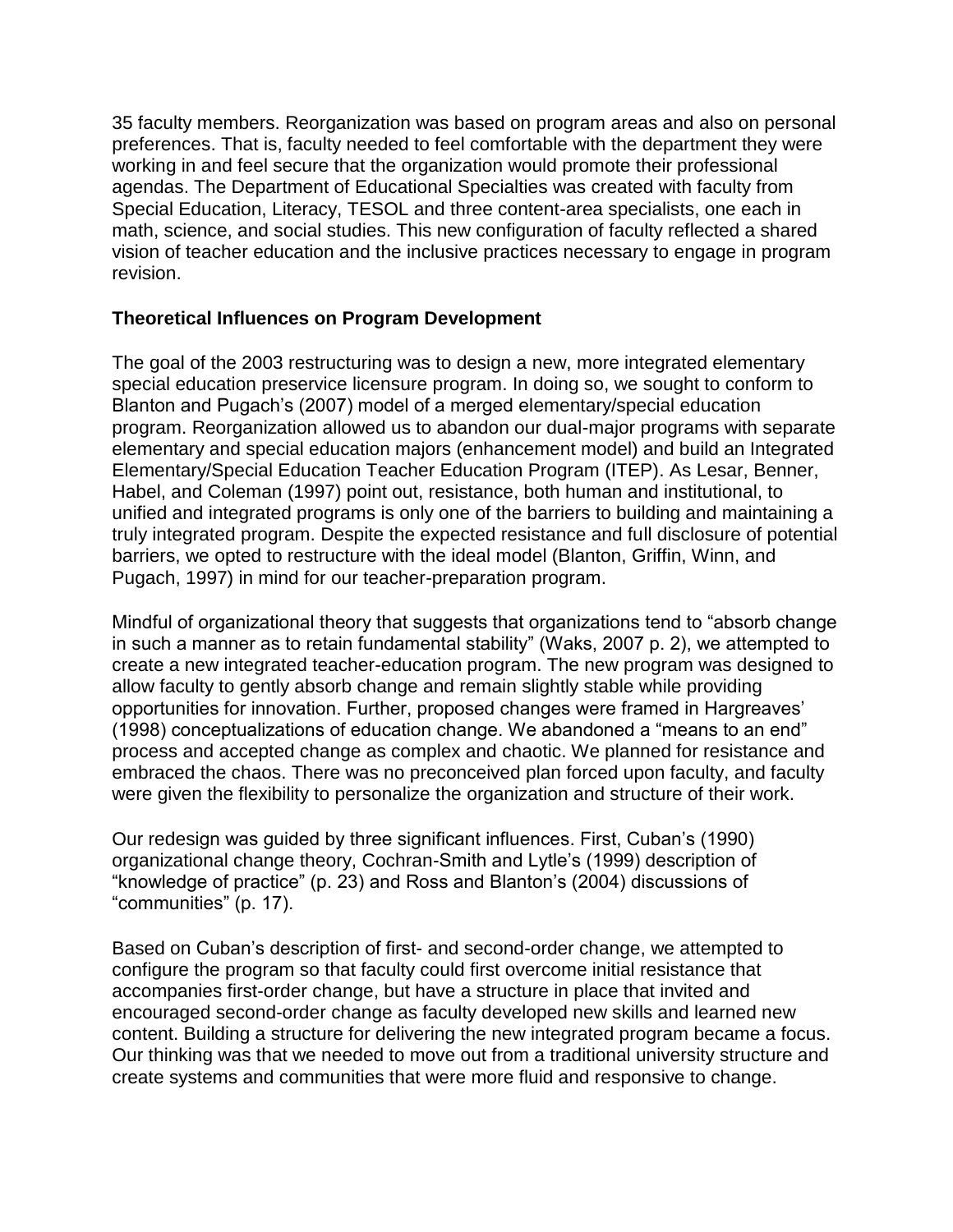35 faculty members. Reorganization was based on program areas and also on personal preferences. That is, faculty needed to feel comfortable with the department they were working in and feel secure that the organization would promote their professional agendas. The Department of Educational Specialties was created with faculty from Special Education, Literacy, TESOL and three content-area specialists, one each in math, science, and social studies. This new configuration of faculty reflected a shared vision of teacher education and the inclusive practices necessary to engage in program revision.

**Theoretical Influences on Program Development**

The goal of the 2003 restructuring was to design a new, more integrated elementary special education preservice licensure program. In doing so, we sought to conform to Blanton and Pugach's (2007) model of a merged elementary/special education program. Reorganization allowed us to abandon our dual-major programs with separate elementary and special education majors (enhancement model) and build an Integrated Elementary/Special Education Teacher Education Program (ITEP). As Lesar, Benner, Habel, and Coleman (1997) point out, resistance, both human and institutional, to unified and integrated programs is only one of the barriers to building and maintaining a truly integrated program. Despite the expected resistance and full disclosure of potential barriers, we opted to restructure with the ideal model (Blanton, Griffin, Winn, and Pugach, 1997) in mind for our teacher-preparation program.

Mindful of organizational theory that suggests that organizations tend to "absorb change in such a manner as to retain fundamental stability" (Waks, 2007 p. 2), we attempted to create a new integrated teacher-education program. The new program was designed to allow faculty to gently absorb change and remain slightly stable while providing opportunities for innovation. Further, proposed changes were framed in Hargreaves' (1998) conceptualizations of education change. We abandoned a "means to an end" process and accepted change as complex and chaotic. We planned for resistance and embraced the chaos. There was no preconceived plan forced upon faculty, and faculty were given the flexibility to personalize the organization and structure of their work.

Our redesign was guided by three significant influences. First, Cuban's (1990) organizational change theory, Cochran-Smith and Lytle's (1999) description of "knowledge of practice" (p. 23) and Ross and Blanton's (2004) discussions of "communities" (p. 17).

Based on Cuban's description of first- and second-order change, we attempted to configure the program so that faculty could first overcome initial resistance that accompanies first-order change, but have a structure in place that invited and encouraged second-order change as faculty developed new skills and learned new content. Building a structure for delivering the new integrated program became a focus. Our thinking was that we needed to move out from a traditional university structure and create systems and communities that were more fluid and responsive to change.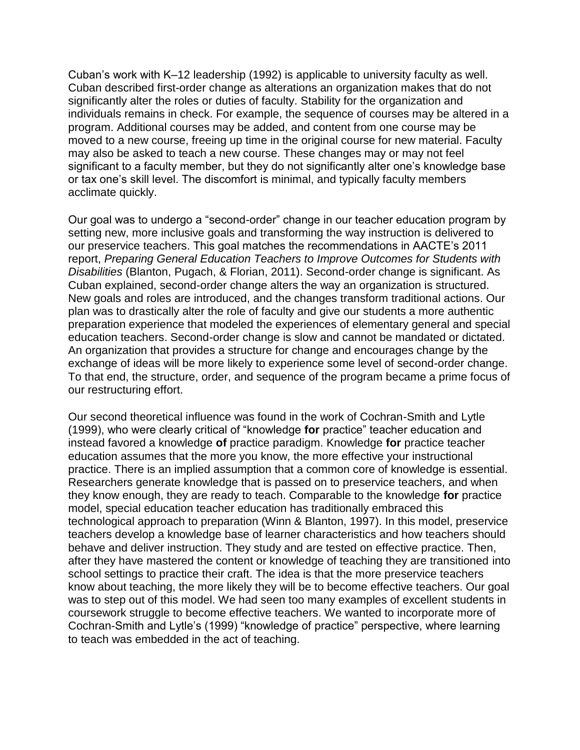Cuban's work with K–12 leadership (1992) is applicable to university faculty as well. Cuban described first-order change as alterations an organization makes that do not significantly alter the roles or duties of faculty. Stability for the organization and individuals remains in check. For example, the sequence of courses may be altered in a program. Additional courses may be added, and content from one course may be moved to a new course, freeing up time in the original course for new material. Faculty may also be asked to teach a new course. These changes may or may not feel significant to a faculty member, but they do not significantly alter one's knowledge base or tax one's skill level. The discomfort is minimal, and typically faculty members acclimate quickly.

Our goal was to undergo a "second-order" change in our teacher education program by setting new, more inclusive goals and transforming the way instruction is delivered to our preservice teachers. This goal matches the recommendations in AACTE's 2011 report, *Preparing General Education Teachers to Improve Outcomes for Students with Disabilities* (Blanton, Pugach, & Florian, 2011). Second-order change is significant. As Cuban explained, second-order change alters the way an organization is structured. New goals and roles are introduced, and the changes transform traditional actions. Our plan was to drastically alter the role of faculty and give our students a more authentic preparation experience that modeled the experiences of elementary general and special education teachers. Second-order change is slow and cannot be mandated or dictated. An organization that provides a structure for change and encourages change by the exchange of ideas will be more likely to experience some level of second-order change. To that end, the structure, order, and sequence of the program became a prime focus of our restructuring effort.

Our second theoretical influence was found in the work of Cochran-Smith and Lytle (1999), who were clearly critical of "knowledge **for** practice" teacher education and instead favored a knowledge **of** practice paradigm. Knowledge **for** practice teacher education assumes that the more you know, the more effective your instructional practice. There is an implied assumption that a common core of knowledge is essential. Researchers generate knowledge that is passed on to preservice teachers, and when they know enough, they are ready to teach. Comparable to the knowledge **for** practice model, special education teacher education has traditionally embraced this technological approach to preparation (Winn & Blanton, 1997). In this model, preservice teachers develop a knowledge base of learner characteristics and how teachers should behave and deliver instruction. They study and are tested on effective practice. Then, after they have mastered the content or knowledge of teaching they are transitioned into school settings to practice their craft. The idea is that the more preservice teachers know about teaching, the more likely they will be to become effective teachers. Our goal was to step out of this model. We had seen too many examples of excellent students in coursework struggle to become effective teachers. We wanted to incorporate more of Cochran-Smith and Lytle's (1999) "knowledge of practice" perspective, where learning to teach was embedded in the act of teaching.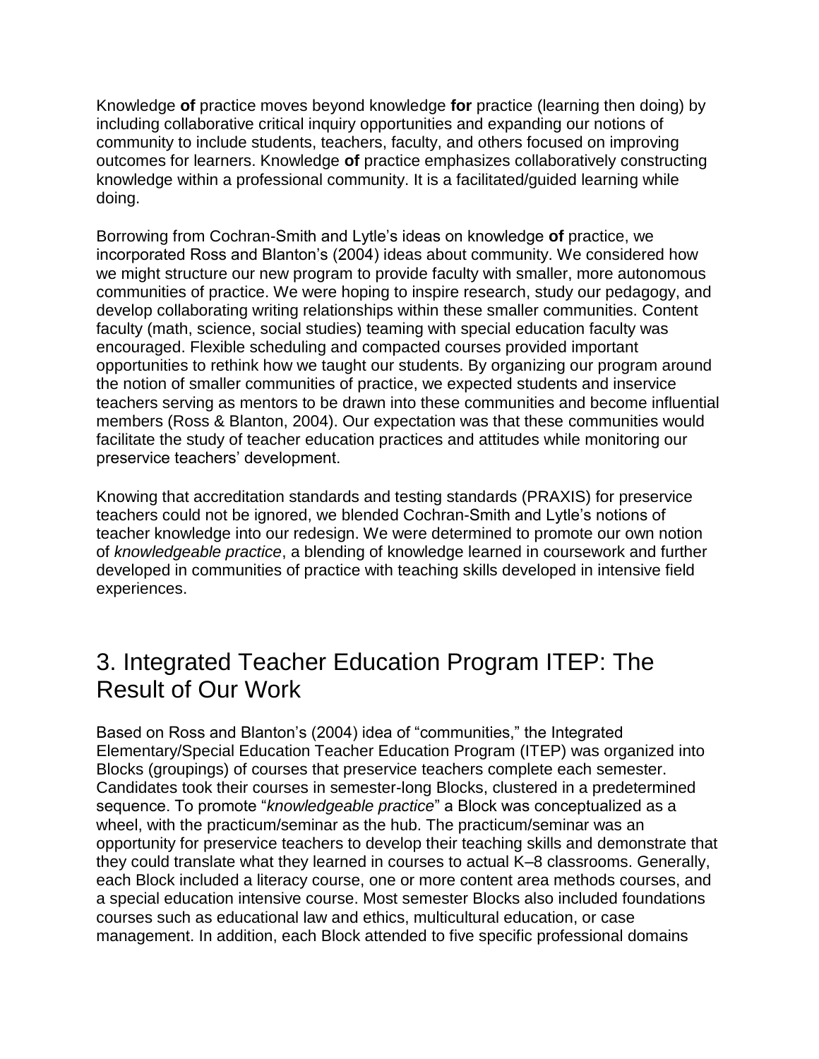Knowledge **of** practice moves beyond knowledge **for** practice (learning then doing) by including collaborative critical inquiry opportunities and expanding our notions of community to include students, teachers, faculty, and others focused on improving outcomes for learners. Knowledge **of** practice emphasizes collaboratively constructing knowledge within a professional community. It is a facilitated/guided learning while doing.

Borrowing from Cochran-Smith and Lytle's ideas on knowledge **of** practice, we incorporated Ross and Blanton's (2004) ideas about community. We considered how we might structure our new program to provide faculty with smaller, more autonomous communities of practice. We were hoping to inspire research, study our pedagogy, and develop collaborating writing relationships within these smaller communities. Content faculty (math, science, social studies) teaming with special education faculty was encouraged. Flexible scheduling and compacted courses provided important opportunities to rethink how we taught our students. By organizing our program around the notion of smaller communities of practice, we expected students and inservice teachers serving as mentors to be drawn into these communities and become influential members (Ross & Blanton, 2004). Our expectation was that these communities would facilitate the study of teacher education practices and attitudes while monitoring our preservice teachers' development.

Knowing that accreditation standards and testing standards (PRAXIS) for preservice teachers could not be ignored, we blended Cochran-Smith and Lytle's notions of teacher knowledge into our redesign. We were determined to promote our own notion of *knowledgeable practice*, a blending of knowledge learned in coursework and further developed in communities of practice with teaching skills developed in intensive field experiences.

## 3. Integrated Teacher Education Program ITEP: The Result of Our Work

Based on Ross and Blanton's (2004) idea of "communities," the Integrated Elementary/Special Education Teacher Education Program (ITEP) was organized into Blocks (groupings) of courses that preservice teachers complete each semester. Candidates took their courses in semester-long Blocks, clustered in a predetermined sequence. To promote "*knowledgeable practice*" a Block was conceptualized as a wheel, with the practicum/seminar as the hub. The practicum/seminar was an opportunity for preservice teachers to develop their teaching skills and demonstrate that they could translate what they learned in courses to actual K–8 classrooms. Generally, each Block included a literacy course, one or more content area methods courses, and a special education intensive course. Most semester Blocks also included foundations courses such as educational law and ethics, multicultural education, or case management. In addition, each Block attended to five specific professional domains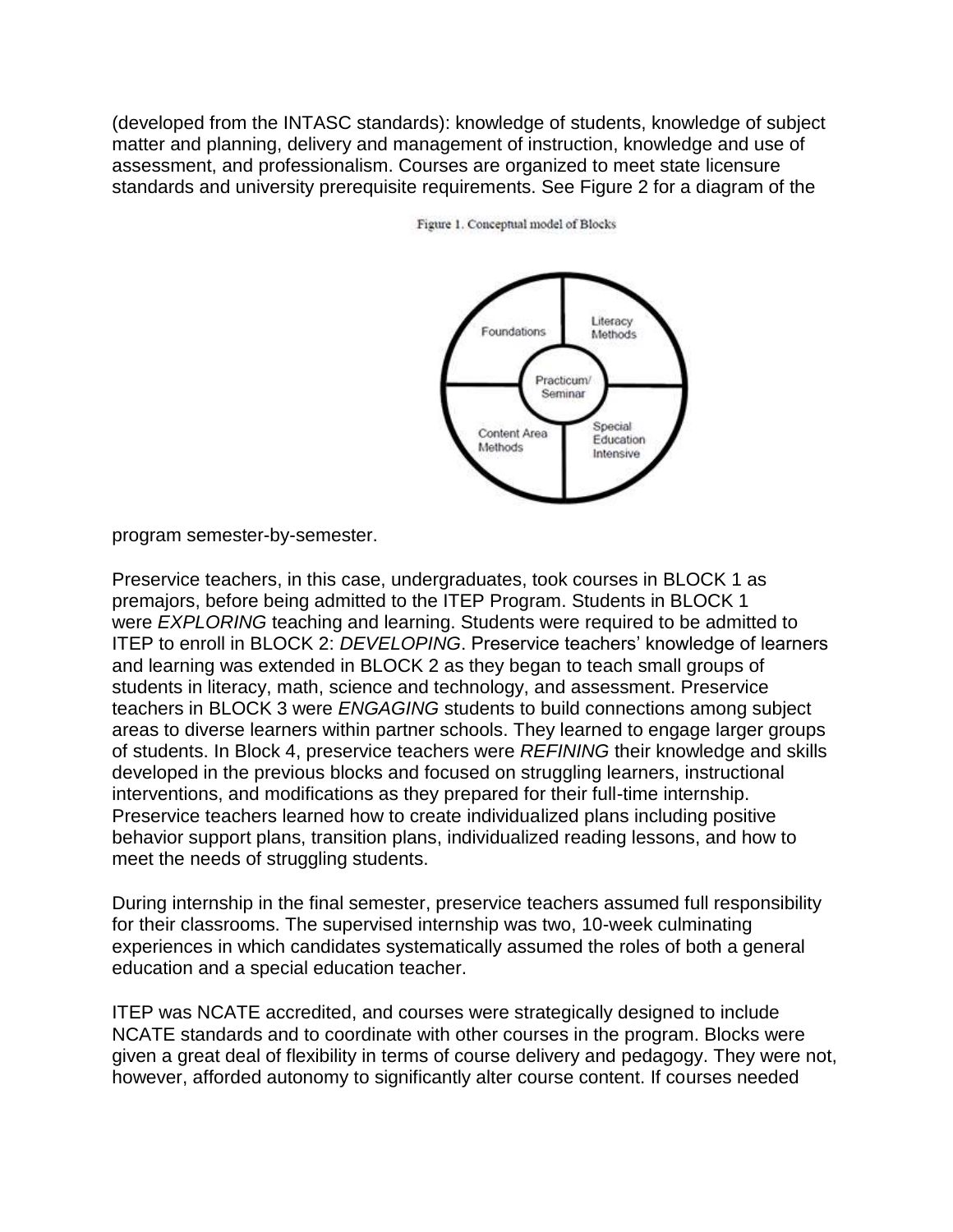(developed from the INTASC standards): knowledge of students, knowledge of subject matter and planning, delivery and management of instruction, knowledge and use of assessment, and professionalism. Courses are organized to meet state licensure standards and university prerequisite requirements. See Figure 2 for a diagram of the program semester-by-semester.

Figure 1. Conceptual model of Blocks

Preservice teachers, in this case, undergraduates, took courses in BLOCK 1 as premajors, before being admitted to the ITEP Program. Students in BLOCK 1 were *EXPLORING* teaching and learning. Students were required to be admitted to ITEP to enroll in BLOCK 2: *DEVELOPING*. Preservice teachers' knowledge of learners and learning was extended in BLOCK 2 as they began to teach small groups of students in literacy, math, science and technology, and assessment. Preservice teachers in BLOCK 3 were *ENGAGING* students to build connections among subject areas to diverse learners within partner schools. They learned to engage larger groups of students. In Block 4, preservice teachers were *REFINING* their knowledge and skills developed in the previous blocks and focused on struggling learners, instructional interventions, and modifications as they prepared for their full-time internship. Preservice teachers learned how to create individualized plans including positive behavior support plans, transition plans, individualized reading lessons, and how to meet the needs of struggling students.

During internship in the final semester, preservice teachers assumed full responsibility for their classrooms. The supervised internship was two, 10-week culminating experiences in which candidates systematically assumed the roles of both a general education and a special education teacher.

ITEP was NCATE accredited, and courses were strategically designed to include NCATE standards and to coordinate with other courses in the program. Blocks were given a great deal of flexibility in terms of course delivery and pedagogy. They were not, however, afforded autonomy to significantly alter course content. If courses needed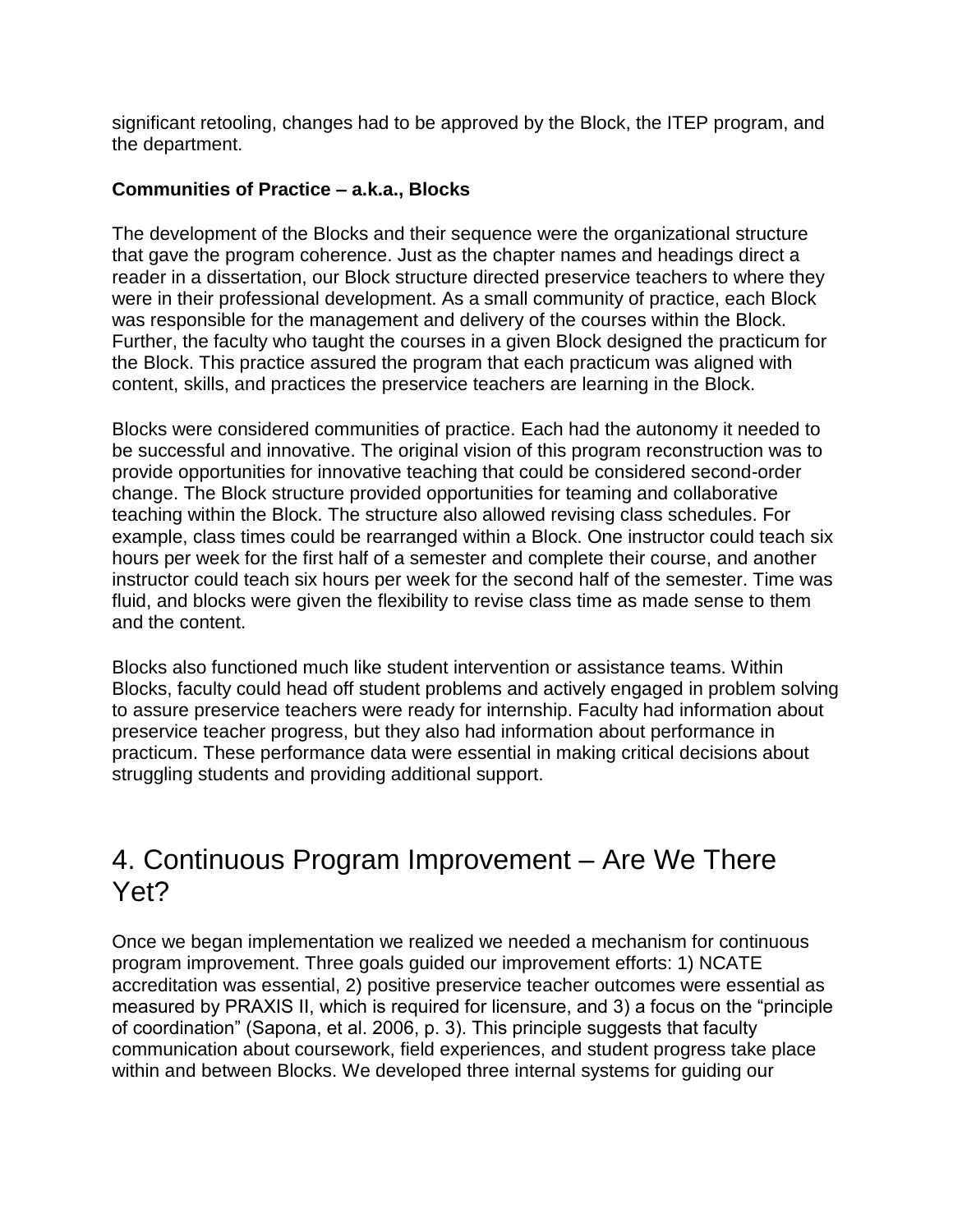significant retooling, changes had to be approved by the Block, the ITEP program, and the department.

**Communities of Practice – a.k.a., Blocks**

The development of the Blocks and their sequence were the organizational structure that gave the program coherence. Just as the chapter names and headings direct a reader in a dissertation, our Block structure directed preservice teachers to where they were in their professional development. As a small community of practice, each Block was responsible for the management and delivery of the courses within the Block. Further, the faculty who taught the courses in a given Block designed the practicum for the Block. This practice assured the program that each practicum was aligned with content, skills, and practices the preservice teachers are learning in the Block.

Blocks were considered communities of practice. Each had the autonomy it needed to be successful and innovative. The original vision of this program reconstruction was to provide opportunities for innovative teaching that could be considered second-order change. The Block structure provided opportunities for teaming and collaborative teaching within the Block. The structure also allowed revising class schedules. For example, class times could be rearranged within a Block. One instructor could teach six hours per week for the first half of a semester and complete their course, and another instructor could teach six hours per week for the second half of the semester. Time was fluid, and blocks were given the flexibility to revise class time as made sense to them and the content.

Blocks also functioned much like student intervention or assistance teams. Within Blocks, faculty could head off student problems and actively engaged in problem solving to assure preservice teachers were ready for internship. Faculty had information about preservice teacher progress, but they also had information about performance in practicum. These performance data were essential in making critical decisions about struggling students and providing additional support.

## 4. Continuous Program Improvement – Are We There Yet?

Once we began implementation we realized we needed a mechanism for continuous program improvement. Three goals guided our improvement efforts: 1) NCATE accreditation was essential, 2) positive preservice teacher outcomes were essential as measured by PRAXIS II, which is required for licensure, and 3) a focus on the "principle of coordination" (Sapona, et al. 2006, p. 3). This principle suggests that faculty communication about coursework, field experiences, and student progress take place within and between Blocks. We developed three internal systems for guiding our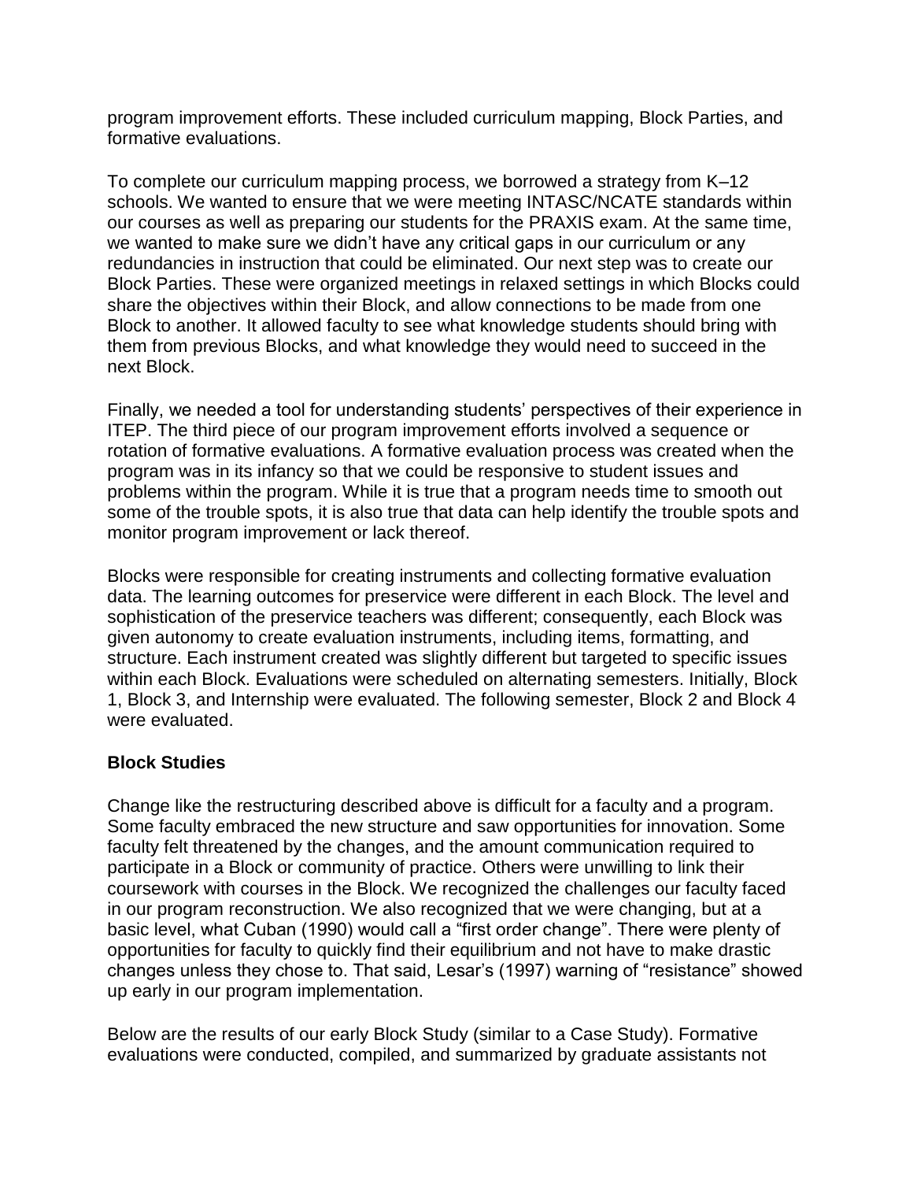program improvement efforts. These included curriculum mapping, Block Parties, and formative evaluations.

To complete our curriculum mapping process, we borrowed a strategy from K–12 schools. We wanted to ensure that we were meeting INTASC/NCATE standards within our courses as well as preparing our students for the PRAXIS exam. At the same time, we wanted to make sure we didn't have any critical gaps in our curriculum or any redundancies in instruction that could be eliminated. Our next step was to create our Block Parties. These were organized meetings in relaxed settings in which Blocks could share the objectives within their Block, and allow connections to be made from one Block to another. It allowed faculty to see what knowledge students should bring with them from previous Blocks, and what knowledge they would need to succeed in the next Block.

Finally, we needed a tool for understanding students' perspectives of their experience in ITEP. The third piece of our program improvement efforts involved a sequence or rotation of formative evaluations. A formative evaluation process was created when the program was in its infancy so that we could be responsive to student issues and problems within the program. While it is true that a program needs time to smooth out some of the trouble spots, it is also true that data can help identify the trouble spots and monitor program improvement or lack thereof.

Blocks were responsible for creating instruments and collecting formative evaluation data. The learning outcomes for preservice were different in each Block. The level and sophistication of the preservice teachers was different; consequently, each Block was given autonomy to create evaluation instruments, including items, formatting, and structure. Each instrument created was slightly different but targeted to specific issues within each Block. Evaluations were scheduled on alternating semesters. Initially, Block 1, Block 3, and Internship were evaluated. The following semester, Block 2 and Block 4 were evaluated.

**Block Studies**

Change like the restructuring described above is difficult for a faculty and a program. Some faculty embraced the new structure and saw opportunities for innovation. Some faculty felt threatened by the changes, and the amount communication required to participate in a Block or community of practice. Others were unwilling to link their coursework with courses in the Block. We recognized the challenges our faculty faced in our program reconstruction. We also recognized that we were changing, but at a basic level, what Cuban (1990) would call a "first order change". There were plenty of opportunities for faculty to quickly find their equilibrium and not have to make drastic changes unless they chose to. That said, Lesar's (1997) warning of "resistance" showed up early in our program implementation.

Below are the results of our early Block Study (similar to a Case Study). Formative evaluations were conducted, compiled, and summarized by graduate assistants not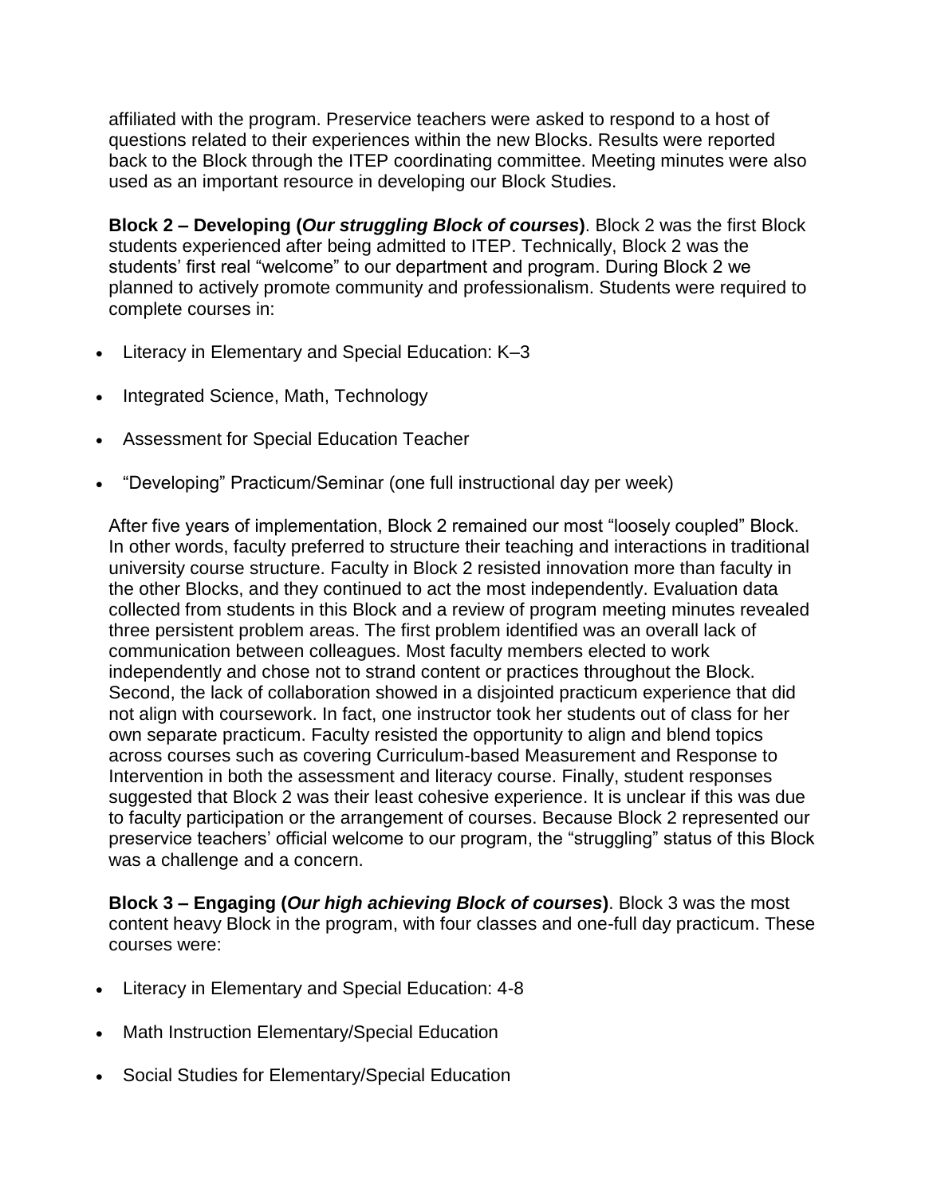affiliated with the program. Preservice teachers were asked to respond to a host of questions related to their experiences within the new Blocks. Results were reported back to the Block through the ITEP coordinating committee. Meeting minutes were also used as an important resource in developing our Block Studies.

**Block 2 – Developing (*Our struggling Block of courses*)**. Block 2 was the first Block students experienced after being admitted to ITEP. Technically, Block 2 was the students' first real "welcome" to our department and program. During Block 2 we planned to actively promote community and professionalism. Students were required to complete courses in:

- Literacy in Elementary and Special Education: K–3
- Integrated Science, Math, Technology
- Assessment for Special Education Teacher
- "Developing" Practicum/Seminar (one full instructional day per week)

After five years of implementation, Block 2 remained our most "loosely coupled" Block. In other words, faculty preferred to structure their teaching and interactions in traditional university course structure. Faculty in Block 2 resisted innovation more than faculty in the other Blocks, and they continued to act the most independently. Evaluation data collected from students in this Block and a review of program meeting minutes revealed three persistent problem areas. The first problem identified was an overall lack of communication between colleagues. Most faculty members elected to work independently and chose not to strand content or practices throughout the Block. Second, the lack of collaboration showed in a disjointed practicum experience that did not align with coursework. In fact, one instructor took her students out of class for her own separate practicum. Faculty resisted the opportunity to align and blend topics across courses such as covering Curriculum-based Measurement and Response to Intervention in both the assessment and literacy course. Finally, student responses suggested that Block 2 was their least cohesive experience. It is unclear if this was due to faculty participation or the arrangement of courses. Because Block 2 represented our preservice teachers' official welcome to our program, the "struggling" status of this Block was a challenge and a concern.

**Block 3 – Engaging (*Our high achieving Block of courses*)**. Block 3 was the most content heavy Block in the program, with four classes and one-full day practicum. These courses were:

- Literacy in Elementary and Special Education: 4-8
- Math Instruction Elementary/Special Education
- Social Studies for Elementary/Special Education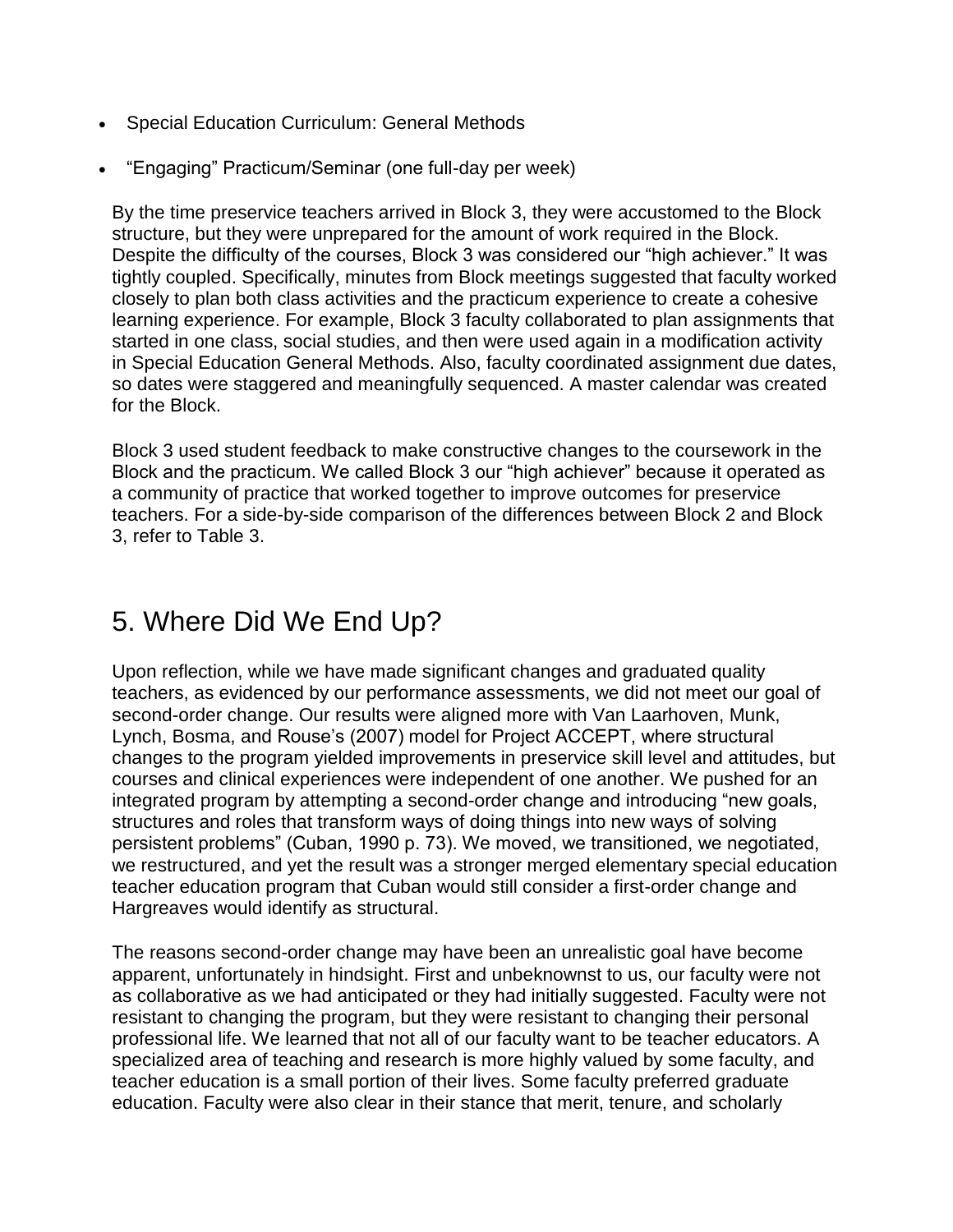- Special Education Curriculum: General Methods
- “Engaging” Practicum/Seminar (one full-day per week)

By the time preservice teachers arrived in Block 3, they were accustomed to the Block structure, but they were unprepared for the amount of work required in the Block. Despite the difficulty of the courses, Block 3 was considered our “high achiever.” It was tightly coupled. Specifically, minutes from Block meetings suggested that faculty worked closely to plan both class activities and the practicum experience to create a cohesive learning experience. For example, Block 3 faculty collaborated to plan assignments that started in one class, social studies, and then were used again in a modification activity in Special Education General Methods. Also, faculty coordinated assignment due dates, so dates were staggered and meaningfully sequenced. A master calendar was created for the Block.

Block 3 used student feedback to make constructive changes to the coursework in the Block and the practicum. We called Block 3 our “high achiever” because it operated as a community of practice that worked together to improve outcomes for preservice teachers. For a side-by-side comparison of the differences between Block 2 and Block 3, refer to Table 3.

## 5. Where Did We End Up?

Upon reflection, while we have made significant changes and graduated quality teachers, as evidenced by our performance assessments, we did not meet our goal of second-order change. Our results were aligned more with Van Laarhoven, Munk, Lynch, Bosma, and Rouse’s (2007) model for Project ACCEPT, where structural changes to the program yielded improvements in preservice skill level and attitudes, but courses and clinical experiences were independent of one another. We pushed for an integrated program by attempting a second-order change and introducing “new goals, structures and roles that transform ways of doing things into new ways of solving persistent problems” (Cuban, 1990 p. 73). We moved, we transitioned, we negotiated, we restructured, and yet the result was a stronger merged elementary special education teacher education program that Cuban would still consider a first-order change and Hargreaves would identify as structural.

The reasons second-order change may have been an unrealistic goal have become apparent, unfortunately in hindsight. First and unbeknownst to us, our faculty were not as collaborative as we had anticipated or they had initially suggested. Faculty were not resistant to changing the program, but they were resistant to changing their personal professional life. We learned that not all of our faculty want to be teacher educators. A specialized area of teaching and research is more highly valued by some faculty, and teacher education is a small portion of their lives. Some faculty preferred graduate education. Faculty were also clear in their stance that merit, tenure, and scholarly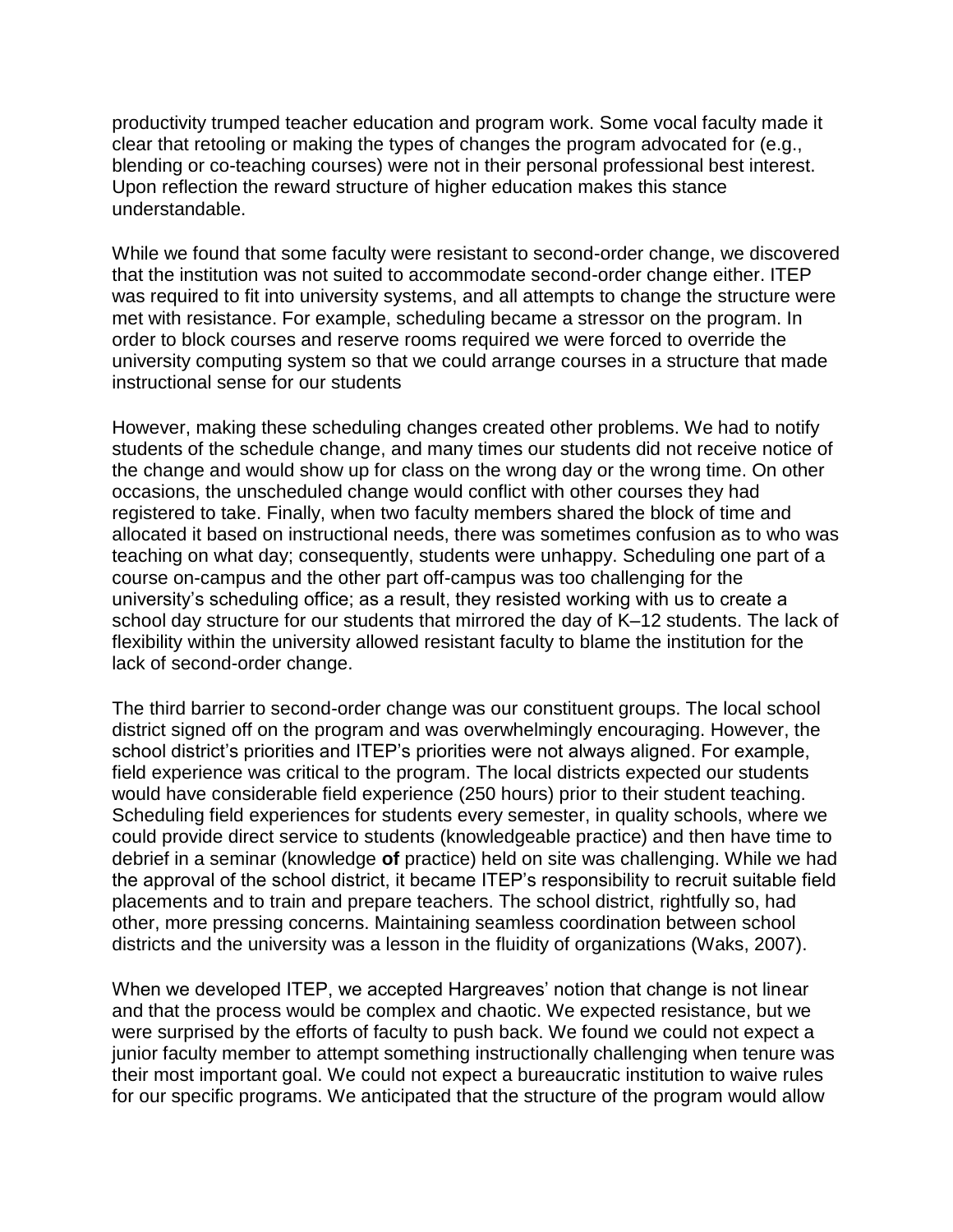productivity trumped teacher education and program work. Some vocal faculty made it clear that retooling or making the types of changes the program advocated for (e.g., blending or co-teaching courses) were not in their personal professional best interest. Upon reflection the reward structure of higher education makes this stance understandable.

While we found that some faculty were resistant to second-order change, we discovered that the institution was not suited to accommodate second-order change either. ITEP was required to fit into university systems, and all attempts to change the structure were met with resistance. For example, scheduling became a stressor on the program. In order to block courses and reserve rooms required we were forced to override the university computing system so that we could arrange courses in a structure that made instructional sense for our students

However, making these scheduling changes created other problems. We had to notify students of the schedule change, and many times our students did not receive notice of the change and would show up for class on the wrong day or the wrong time. On other occasions, the unscheduled change would conflict with other courses they had registered to take. Finally, when two faculty members shared the block of time and allocated it based on instructional needs, there was sometimes confusion as to who was teaching on what day; consequently, students were unhappy. Scheduling one part of a course on-campus and the other part off-campus was too challenging for the university's scheduling office; as a result, they resisted working with us to create a school day structure for our students that mirrored the day of K–12 students. The lack of flexibility within the university allowed resistant faculty to blame the institution for the lack of second-order change.

The third barrier to second-order change was our constituent groups. The local school district signed off on the program and was overwhelmingly encouraging. However, the school district's priorities and ITEP's priorities were not always aligned. For example, field experience was critical to the program. The local districts expected our students would have considerable field experience (250 hours) prior to their student teaching. Scheduling field experiences for students every semester, in quality schools, where we could provide direct service to students (knowledgeable practice) and then have time to debrief in a seminar (knowledge **of** practice) held on site was challenging. While we had the approval of the school district, it became ITEP's responsibility to recruit suitable field placements and to train and prepare teachers. The school district, rightfully so, had other, more pressing concerns. Maintaining seamless coordination between school districts and the university was a lesson in the fluidity of organizations (Waks, 2007).

When we developed ITEP, we accepted Hargreaves' notion that change is not linear and that the process would be complex and chaotic. We expected resistance, but we were surprised by the efforts of faculty to push back. We found we could not expect a junior faculty member to attempt something instructionally challenging when tenure was their most important goal. We could not expect a bureaucratic institution to waive rules for our specific programs. We anticipated that the structure of the program would allow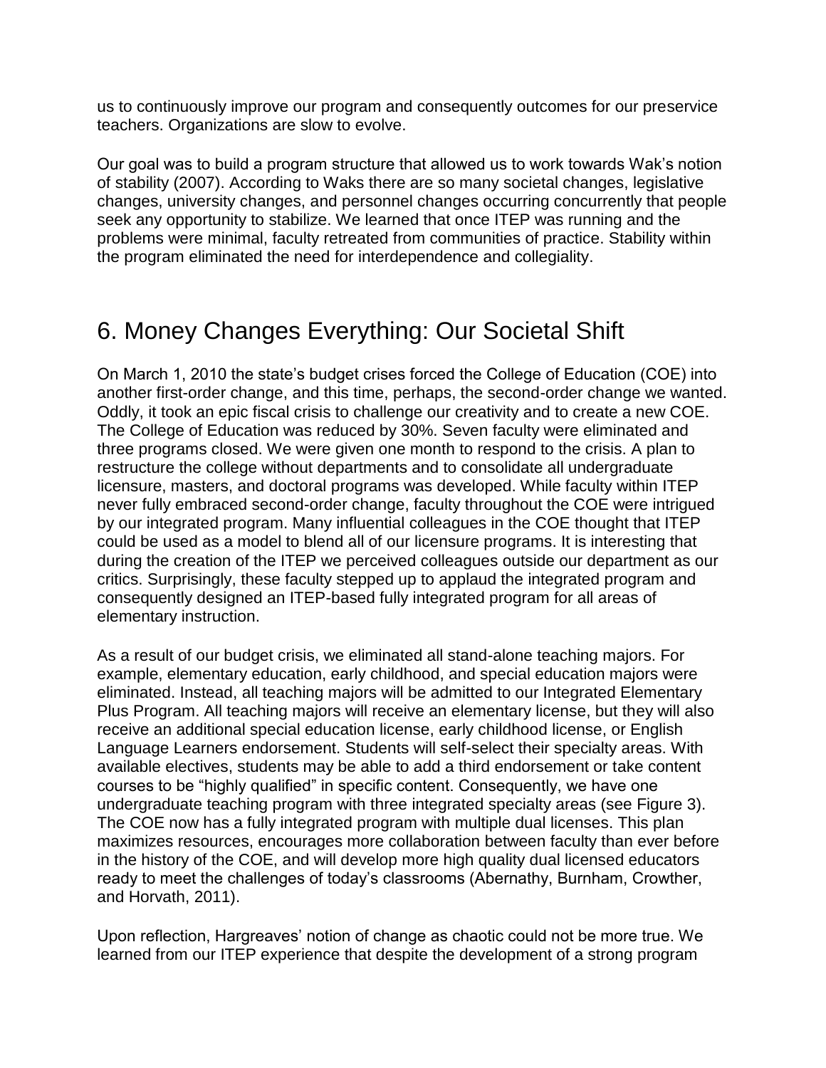us to continuously improve our program and consequently outcomes for our preservice teachers. Organizations are slow to evolve.

Our goal was to build a program structure that allowed us to work towards Wak's notion of stability (2007). According to Waks there are so many societal changes, legislative changes, university changes, and personnel changes occurring concurrently that people seek any opportunity to stabilize. We learned that once ITEP was running and the problems were minimal, faculty retreated from communities of practice. Stability within the program eliminated the need for interdependence and collegiality.

## 6. Money Changes Everything: Our Societal Shift

On March 1, 2010 the state's budget crises forced the College of Education (COE) into another first-order change, and this time, perhaps, the second-order change we wanted. Oddly, it took an epic fiscal crisis to challenge our creativity and to create a new COE. The College of Education was reduced by 30%. Seven faculty were eliminated and three programs closed. We were given one month to respond to the crisis. A plan to restructure the college without departments and to consolidate all undergraduate licensure, masters, and doctoral programs was developed. While faculty within ITEP never fully embraced second-order change, faculty throughout the COE were intrigued by our integrated program. Many influential colleagues in the COE thought that ITEP could be used as a model to blend all of our licensure programs. It is interesting that during the creation of the ITEP we perceived colleagues outside our department as our critics. Surprisingly, these faculty stepped up to applaud the integrated program and consequently designed an ITEP-based fully integrated program for all areas of elementary instruction.

As a result of our budget crisis, we eliminated all stand-alone teaching majors. For example, elementary education, early childhood, and special education majors were eliminated. Instead, all teaching majors will be admitted to our Integrated Elementary Plus Program. All teaching majors will receive an elementary license, but they will also receive an additional special education license, early childhood license, or English Language Learners endorsement. Students will self-select their specialty areas. With available electives, students may be able to add a third endorsement or take content courses to be "highly qualified" in specific content. Consequently, we have one undergraduate teaching program with three integrated specialty areas (see Figure 3). The COE now has a fully integrated program with multiple dual licenses. This plan maximizes resources, encourages more collaboration between faculty than ever before in the history of the COE, and will develop more high quality dual licensed educators ready to meet the challenges of today's classrooms (Abernathy, Burnham, Crowther, and Horvath, 2011).

Upon reflection, Hargreaves' notion of change as chaotic could not be more true. We learned from our ITEP experience that despite the development of a strong program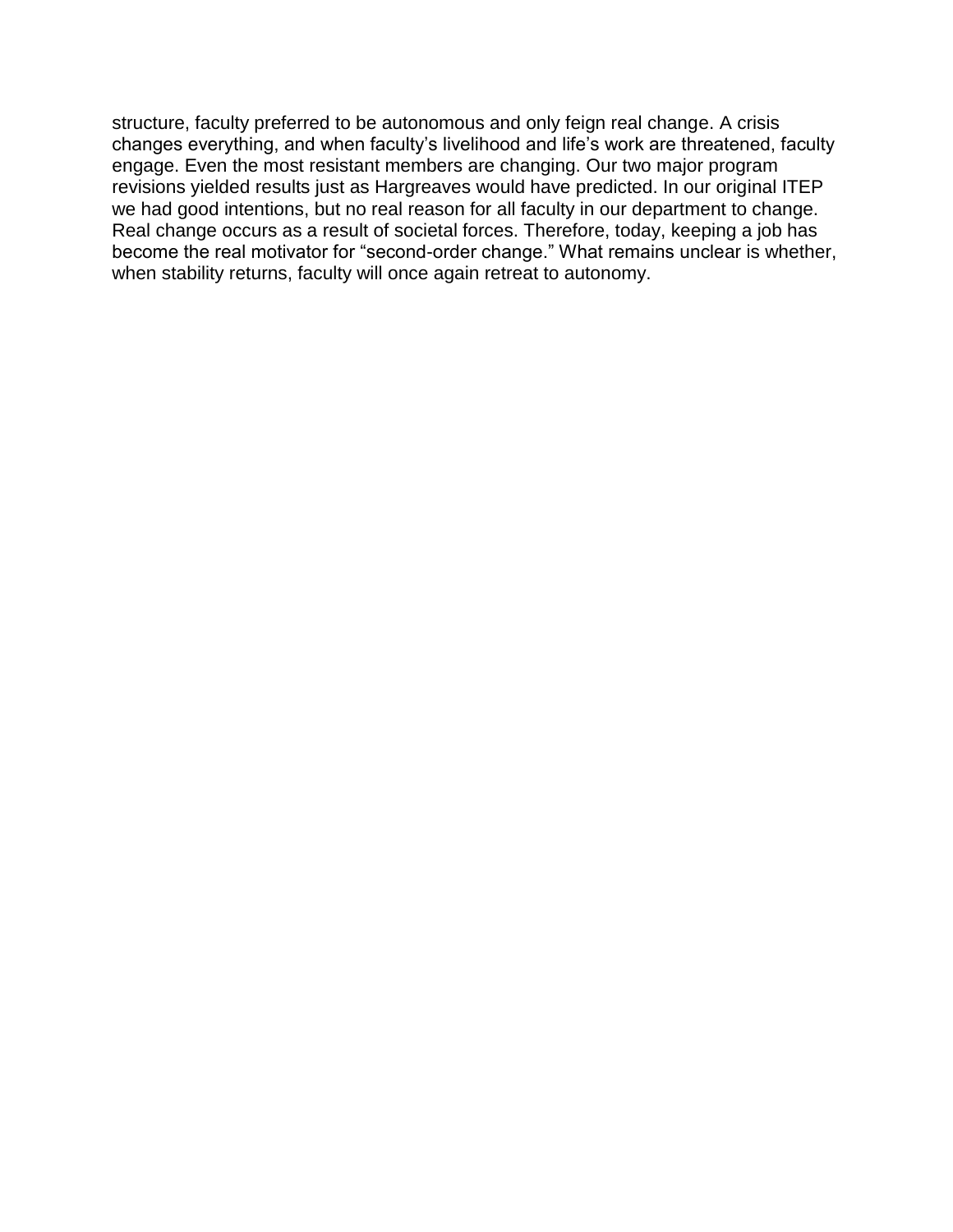structure, faculty preferred to be autonomous and only feign real change. A crisis changes everything, and when faculty's livelihood and life's work are threatened, faculty engage. Even the most resistant members are changing. Our two major program revisions yielded results just as Hargreaves would have predicted. In our original ITEP we had good intentions, but no real reason for all faculty in our department to change. Real change occurs as a result of societal forces. Therefore, today, keeping a job has become the real motivator for "second-order change." What remains unclear is whether, when stability returns, faculty will once again retreat to autonomy.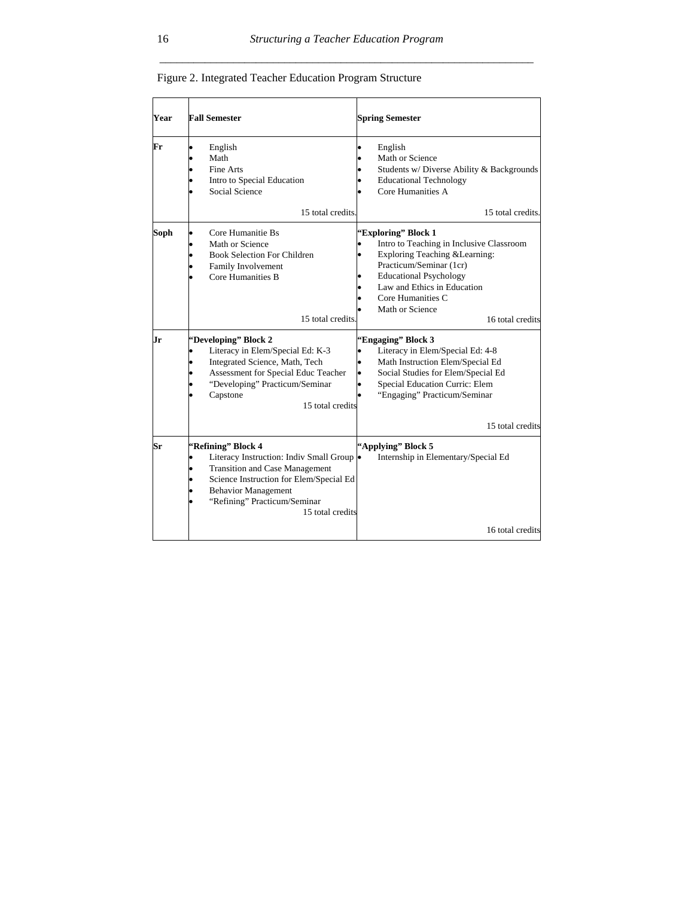Figure 2. Integrated Teacher Education Program Structure

| Year | Fall Semester | Spring Semester |
|---|---|---|
| Fr | • English<br>• Math<br>• Fine Arts<br>• Intro to Special Education<br>• Social Science<br><br>15 total credits. | • English<br>• Math or Science<br>• Students w/ Diverse Ability & Backgrounds<br>• Educational Technology<br>• Core Humanities A<br><br>15 total credits. |
| Soph | • Core Humanitie Bs<br>• Math or Science<br>• Book Selection For Children<br>• Family Involvement<br>• Core Humanities B<br><br>15 total credits. | **"Exploring" Block 1**<br>• Intro to Teaching in Inclusive Classroom<br>• Exploring Teaching &Learning: Practicum/Seminar (1cr)<br>• Educational Psychology<br>• Law and Ethics in Education<br>• Core Humanities C<br>• Math or Science<br><br>16 total credits |
| Jr | **"Developing" Block 2**<br>• Literacy in Elem/Special Ed: K-3<br>• Integrated Science, Math, Tech<br>• Assessment for Special Educ Teacher<br>• "Developing" Practicum/Seminar<br>• Capstone<br><br>15 total credits | **"Engaging" Block 3**<br>• Literacy in Elem/Special Ed: 4-8<br>• Math Instruction Elem/Special Ed<br>• Social Studies for Elem/Special Ed<br>• Special Education Curric: Elem<br>• "Engaging" Practicum/Seminar<br><br>15 total credits |
| Sr | **"Refining" Block 4**<br>• Literacy Instruction: Indiv Small Group<br>• Transition and Case Management<br>• Science Instruction for Elem/Special Ed<br>• Behavior Management<br>• "Refining" Practicum/Seminar<br><br>15 total credits | **"Applying" Block 5**<br>• Internship in Elementary/Special Ed<br><br>16 total credits |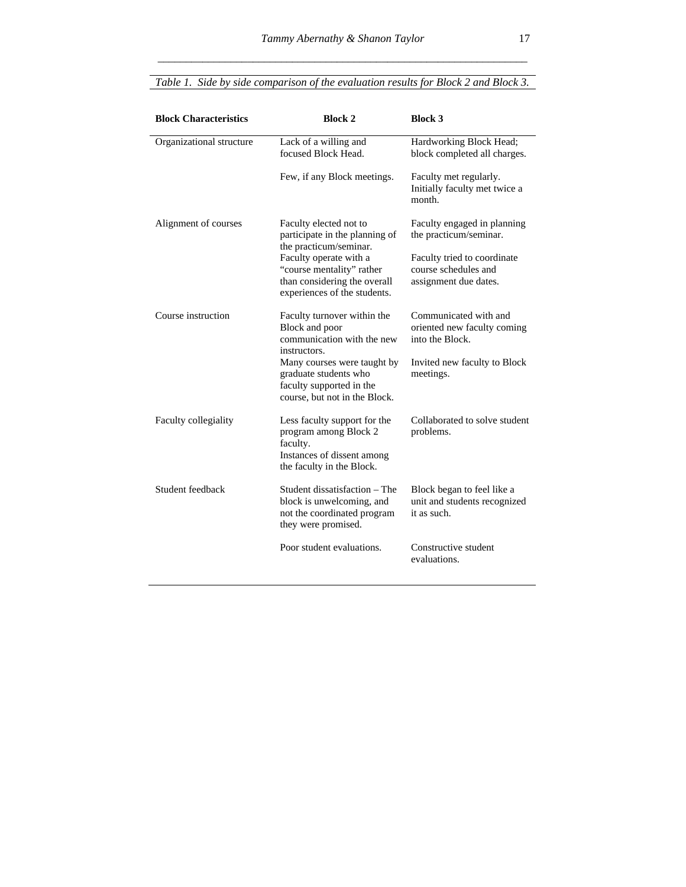*Table 1. Side by side comparison of the evaluation results for Block 2 and Block 3.*

| **Block Characteristics** | **Block 2** | **Block 3** |
|---|---|---|
| Organizational structure | Lack of a willing and focused Block Head. | Hardworking Block Head; block completed all charges. |
| | Few, if any Block meetings. | Faculty met regularly. Initially faculty met twice a month. |
| Alignment of courses | Faculty elected not to participate in the planning of the practicum/seminar. | Faculty engaged in planning the practicum/seminar. |
| | Faculty operate with a "course mentality" rather than considering the overall experiences of the students. | Faculty tried to coordinate course schedules and assignment due dates. |
| Course instruction | Faculty turnover within the Block and poor communication with the new instructors. | Communicated with and oriented new faculty coming into the Block. |
| | Many courses were taught by graduate students who faculty supported in the course, but not in the Block. | Invited new faculty to Block meetings. |
| Faculty collegiality | Less faculty support for the program among Block 2 faculty. Instances of dissent among the faculty in the Block. | Collaborated to solve student problems. |
| Student feedback | Student dissatisfaction – The block is unwelcoming, and not the coordinated program they were promised. | Block began to feel like a unit and students recognized it as such. |
| | Poor student evaluations. | Constructive student evaluations. |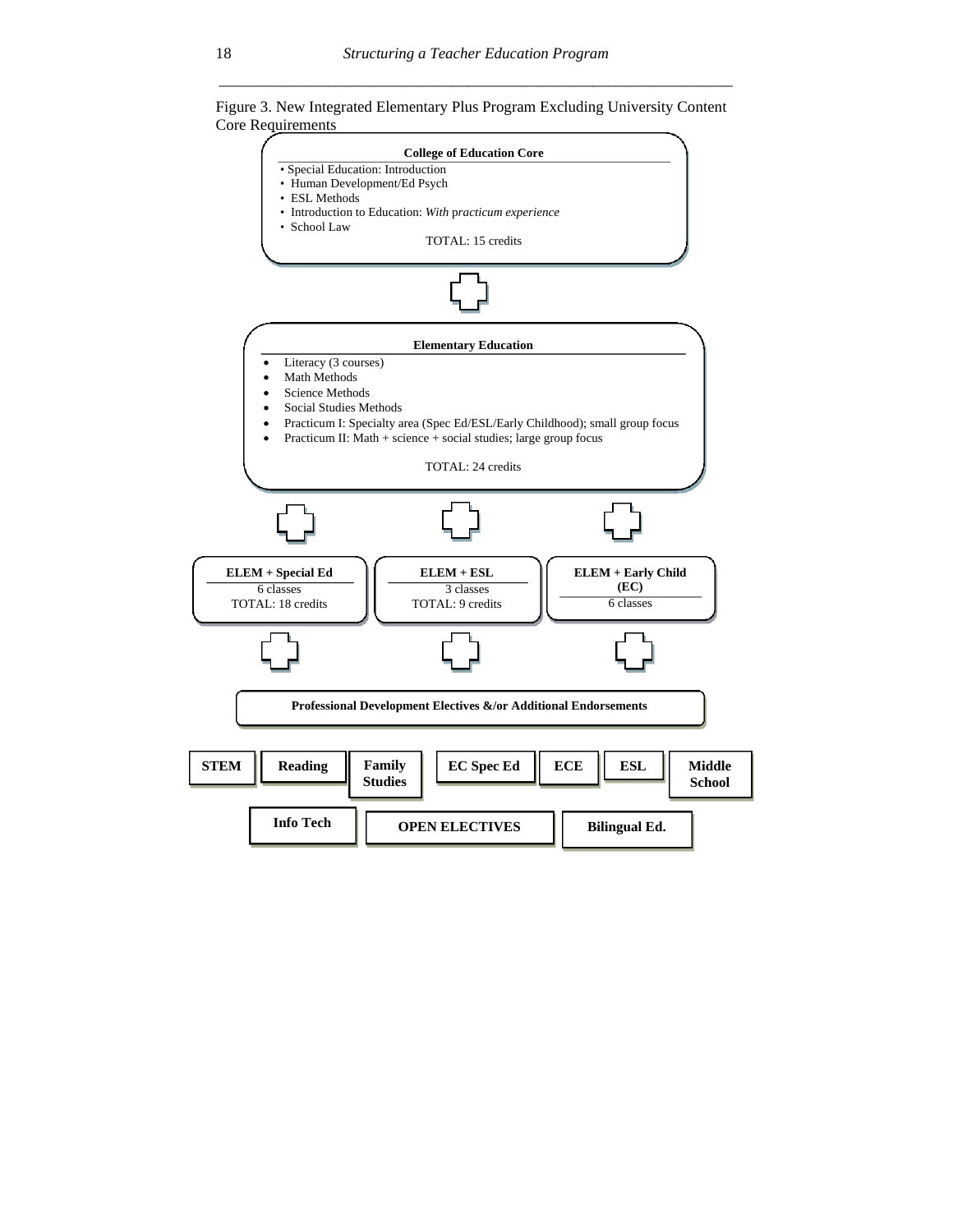Figure 3. New Integrated Elementary Plus Program Excluding University Content Core Requirements

**College of Education Core**

- Special Education: Introduction
- Human Development/Ed Psych
- ESL Methods
- Introduction to Education: *With practicum experience*
- School Law

TOTAL: 15 credits

+

**Elementary Education**

- Literacy (3 courses)
- Math Methods
- Science Methods
- Social Studies Methods
- Practicum I: Specialty area (Spec Ed/ESL/Early Childhood); small group focus
- Practicum II: Math + science + social studies; large group focus

TOTAL: 24 credits

+

**ELEM + Special Ed**
6 classes
TOTAL: 18 credits

**ELEM + ESL**
3 classes
TOTAL: 9 credits

**ELEM + Early Child (EC)**
6 classes

+

**Professional Development Electives &/or Additional Endorsements**

**STEM** | **Reading** | **Family Studies** | **EC Spec Ed** | **ECE** | **ESL** | **Middle School**

**Info Tech** | **OPEN ELECTIVES** | **Bilingual Ed.**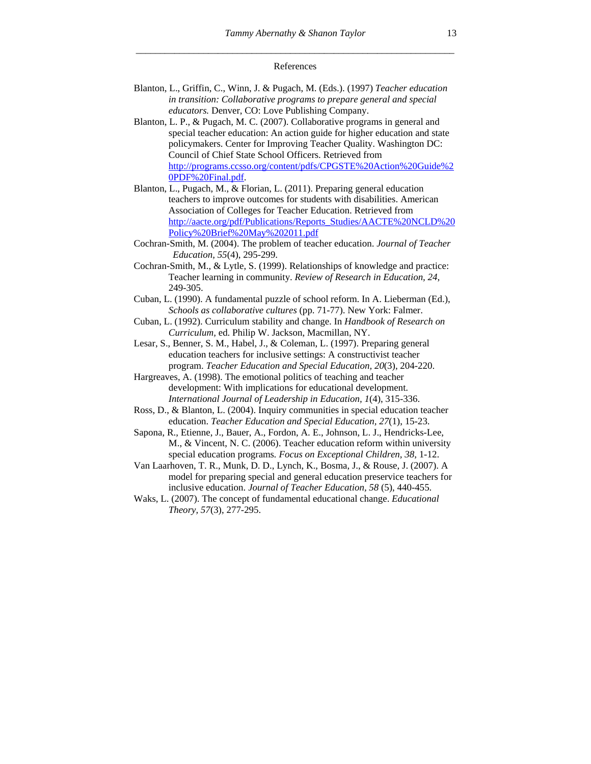## References

Blanton, L., Griffin, C., Winn, J. & Pugach, M. (Eds.). (1997) *Teacher education in transition: Collaborative programs to prepare general and special educators.* Denver, CO: Love Publishing Company.

Blanton, L. P., & Pugach, M. C. (2007). Collaborative programs in general and special teacher education: An action guide for higher education and state policymakers. Center for Improving Teacher Quality. Washington DC: Council of Chief State School Officers. Retrieved from http://programs.ccsso.org/content/pdfs/CPGSTE%20Action%20Guide%20PDF%20Final.pdf.

Blanton, L., Pugach, M., & Florian, L. (2011). Preparing general education teachers to improve outcomes for students with disabilities. American Association of Colleges for Teacher Education. Retrieved from http://aacte.org/pdf/Publications/Reports_Studies/AACTE%20NCLD%20Policy%20Brief%20May%202011.pdf

Cochran-Smith, M. (2004). The problem of teacher education. *Journal of Teacher Education, 55*(4), 295-299.

Cochran-Smith, M., & Lytle, S. (1999). Relationships of knowledge and practice: Teacher learning in community. *Review of Research in Education, 24*, 249-305.

Cuban, L. (1990). A fundamental puzzle of school reform. In A. Lieberman (Ed.), *Schools as collaborative cultures* (pp. 71-77). New York: Falmer.

Cuban, L. (1992). Curriculum stability and change. In *Handbook of Research on Curriculum,* ed. Philip W. Jackson, Macmillan, NY.

Lesar, S., Benner, S. M., Habel, J., & Coleman, L. (1997). Preparing general education teachers for inclusive settings: A constructivist teacher program. *Teacher Education and Special Education, 20*(3), 204-220.

Hargreaves, A. (1998). The emotional politics of teaching and teacher development: With implications for educational development. *International Journal of Leadership in Education, 1*(4), 315-336.

Ross, D., & Blanton, L. (2004). Inquiry communities in special education teacher education. *Teacher Education and Special Education, 27*(1), 15-23.

Sapona, R., Etienne, J., Bauer, A., Fordon, A. E., Johnson, L. J., Hendricks-Lee, M., & Vincent, N. C. (2006). Teacher education reform within university special education programs. *Focus on Exceptional Children, 38*, 1-12.

Van Laarhoven, T. R., Munk, D. D., Lynch, K., Bosma, J., & Rouse, J. (2007). A model for preparing special and general education preservice teachers for inclusive education. *Journal of Teacher Education, 58* (5), 440-455.

Waks, L. (2007). The concept of fundamental educational change. *Educational Theory, 57*(3), 277-295.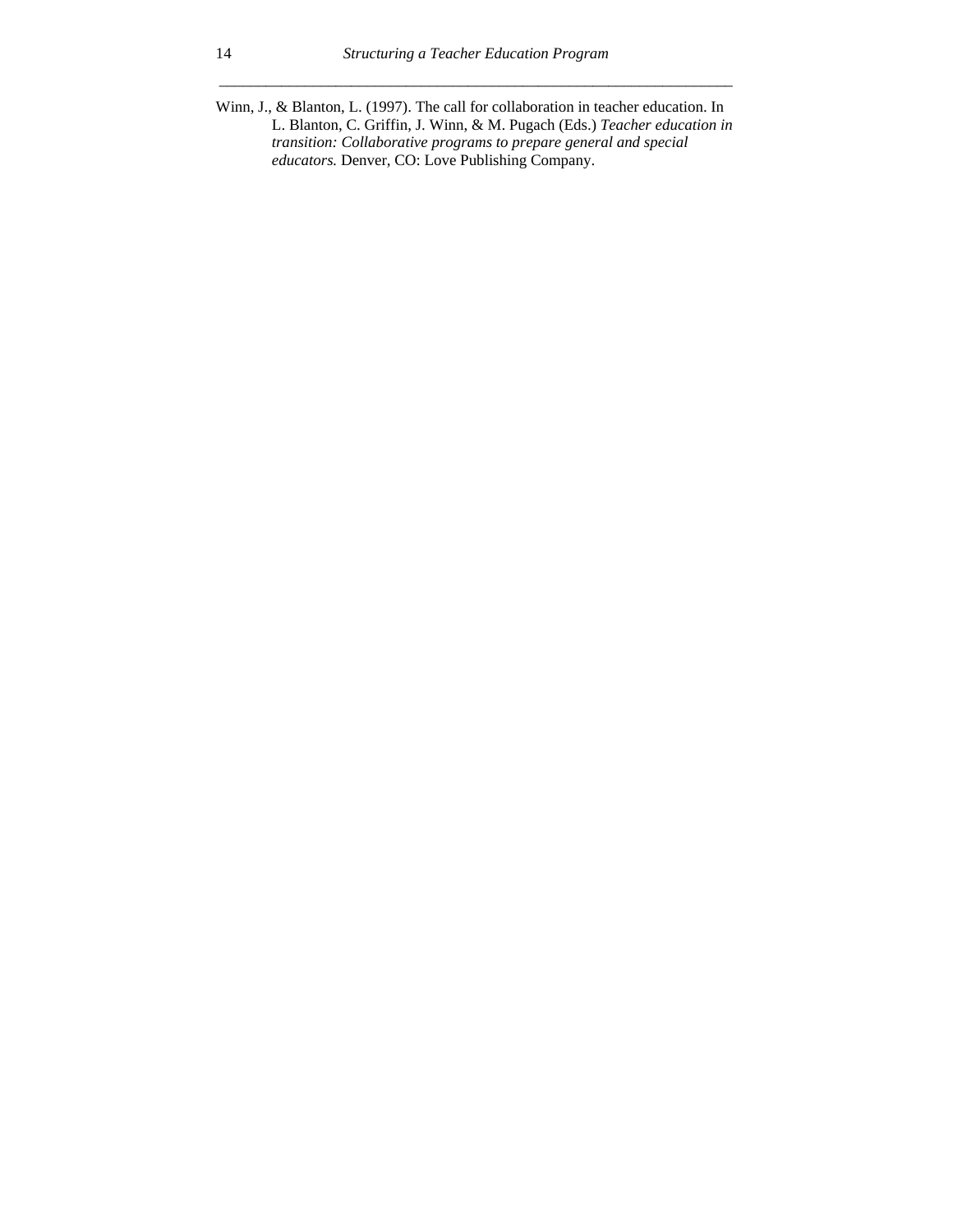Winn, J., & Blanton, L. (1997). The call for collaboration in teacher education. In L. Blanton, C. Griffin, J. Winn, & M. Pugach (Eds.) *Teacher education in transition: Collaborative programs to prepare general and special educators.* Denver, CO: Love Publishing Company.